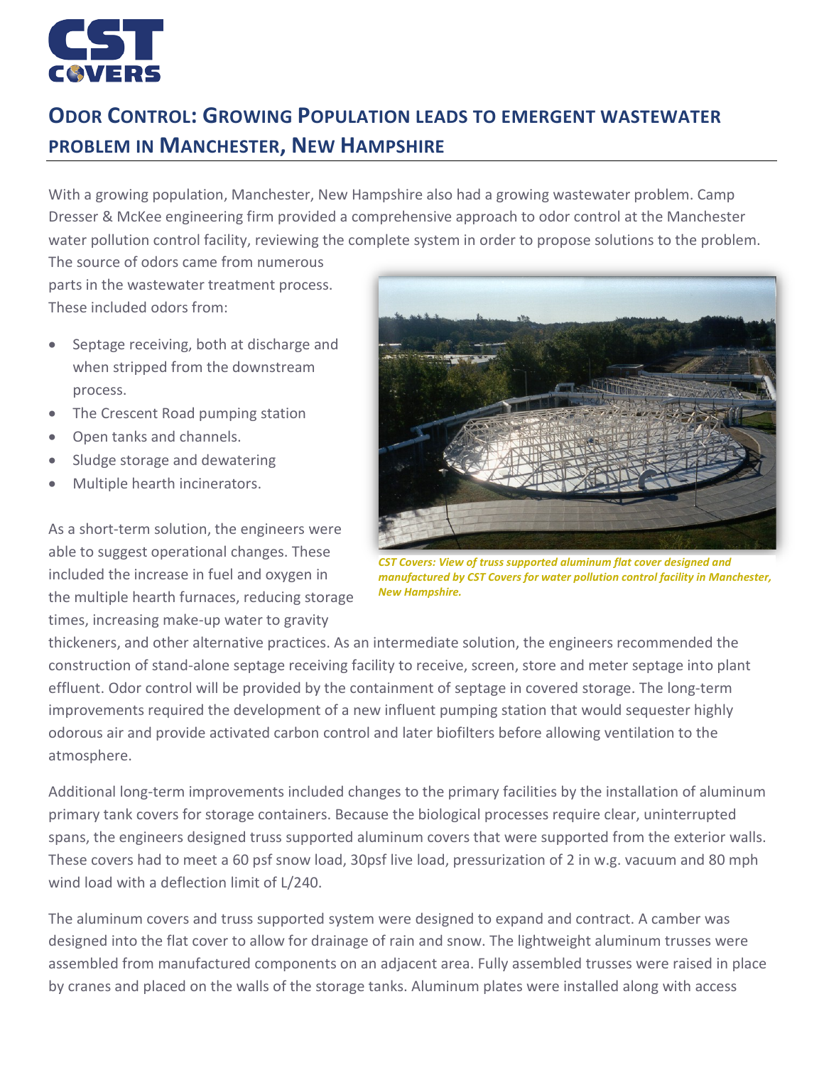# ODOR CONTROL: GROWING POPULATION LEADS TO EMERGENT WASTEWATER PROBLEM IN MANCHESTER, NEW HAMPSHIRE

With a growing population, Manchester, New Hampshire also had a growing wastewater problem. Camp Dresser & McKee engineering firm provided a comprehensive approach to odor control at the Manchester water pollution control facility, reviewing the complete system in order to propose solutions to the problem. The source of odors came from numerous parts in the wastewater treatment process. These included odors from:

- Septage receiving, both at discharge and when stripped from the downstream process.
- The Crescent Road pumping station
- Open tanks and channels.
- Sludge storage and dewatering
- Multiple hearth incinerators.

*CST Covers: View of truss supported aluminum flat cover designed and manufactured by CST Covers for water pollution control facility in Manchester, New Hampshire.*

As a short-term solution, the engineers were able to suggest operational changes. These included the increase in fuel and oxygen in the multiple hearth furnaces, reducing storage times, increasing make-up water to gravity thickeners, and other alternative practices. As an intermediate solution, the engineers recommended the construction of stand-alone septage receiving facility to receive, screen, store and meter septage into plant effluent. Odor control will be provided by the containment of septage in covered storage. The long-term improvements required the development of a new influent pumping station that would sequester highly odorous air and provide activated carbon control and later biofilters before allowing ventilation to the atmosphere.

Additional long-term improvements included changes to the primary facilities by the installation of aluminum primary tank covers for storage containers. Because the biological processes require clear, uninterrupted spans, the engineers designed truss supported aluminum covers that were supported from the exterior walls. These covers had to meet a 60 psf snow load, 30psf live load, pressurization of 2 in w.g. vacuum and 80 mph wind load with a deflection limit of L/240.

The aluminum covers and truss supported system were designed to expand and contract. A camber was designed into the flat cover to allow for drainage of rain and snow. The lightweight aluminum trusses were assembled from manufactured components on an adjacent area. Fully assembled trusses were raised in place by cranes and placed on the walls of the storage tanks. Aluminum plates were installed along with access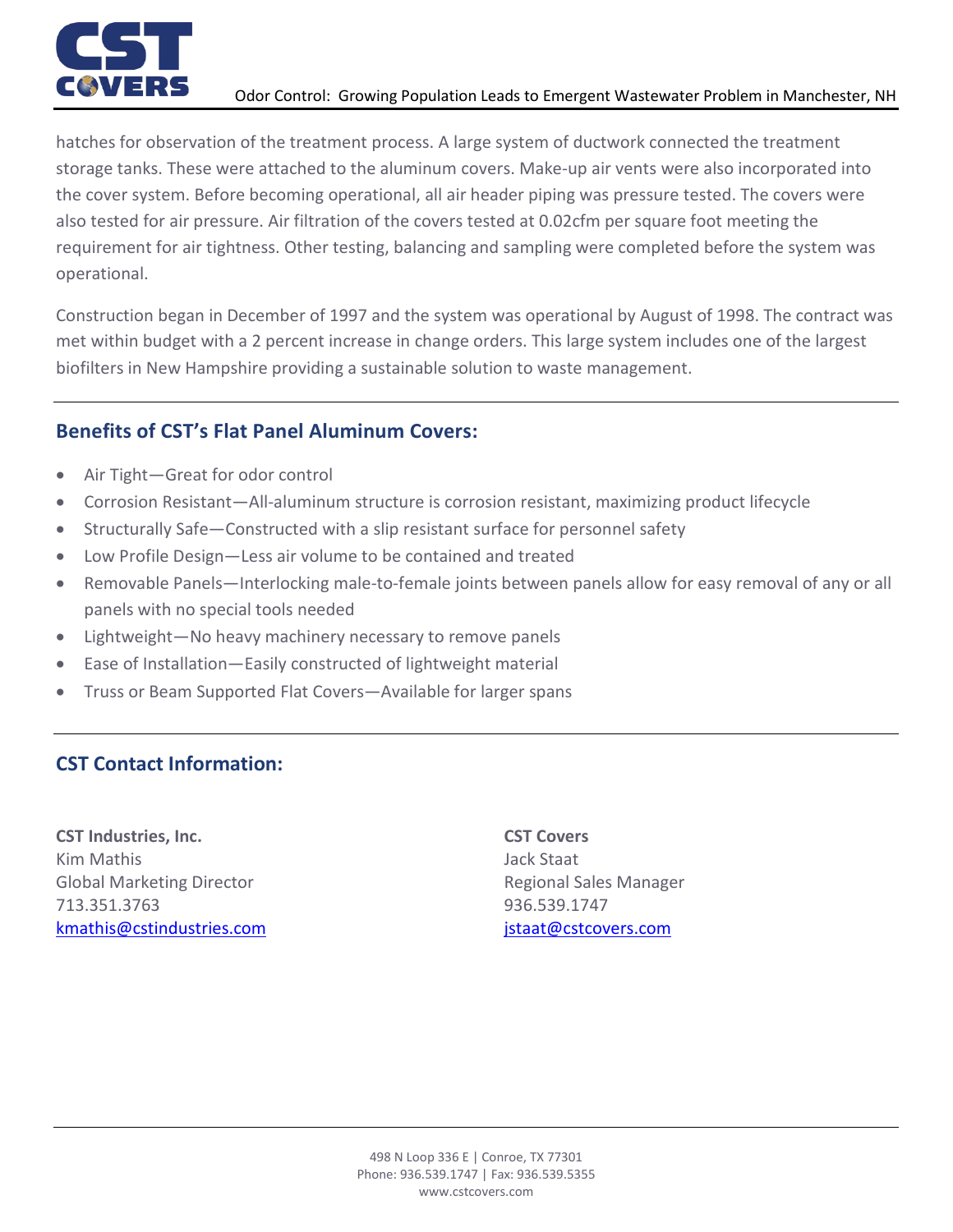hatches for observation of the treatment process. A large system of ductwork connected the treatment storage tanks. These were attached to the aluminum covers. Make-up air vents were also incorporated into the cover system. Before becoming operational, all air header piping was pressure tested. The covers were also tested for air pressure. Air filtration of the covers tested at 0.02cfm per square foot meeting the requirement for air tightness. Other testing, balancing and sampling were completed before the system was operational.

Construction began in December of 1997 and the system was operational by August of 1998. The contract was met within budget with a 2 percent increase in change orders. This large system includes one of the largest biofilters in New Hampshire providing a sustainable solution to waste management.

---

## Benefits of CST's Flat Panel Aluminum Covers:

- Air Tight—Great for odor control
- Corrosion Resistant—All-aluminum structure is corrosion resistant, maximizing product lifecycle
- Structurally Safe—Constructed with a slip resistant surface for personnel safety
- Low Profile Design—Less air volume to be contained and treated
- Removable Panels—Interlocking male-to-female joints between panels allow for easy removal of any or all panels with no special tools needed
- Lightweight—No heavy machinery necessary to remove panels
- Ease of Installation—Easily constructed of lightweight material
- Truss or Beam Supported Flat Covers—Available for larger spans

---

## CST Contact Information:

**CST Industries, Inc.**
Kim Mathis
Global Marketing Director
713.351.3763
kmathis@cstindustries.com

**CST Covers**
Jack Staat
Regional Sales Manager
936.539.1747
jstaat@cstcovers.com

498 N Loop 336 E | Conroe, TX 77301
Phone: 936.539.1747 | Fax: 936.539.5355
www.cstcovers.com